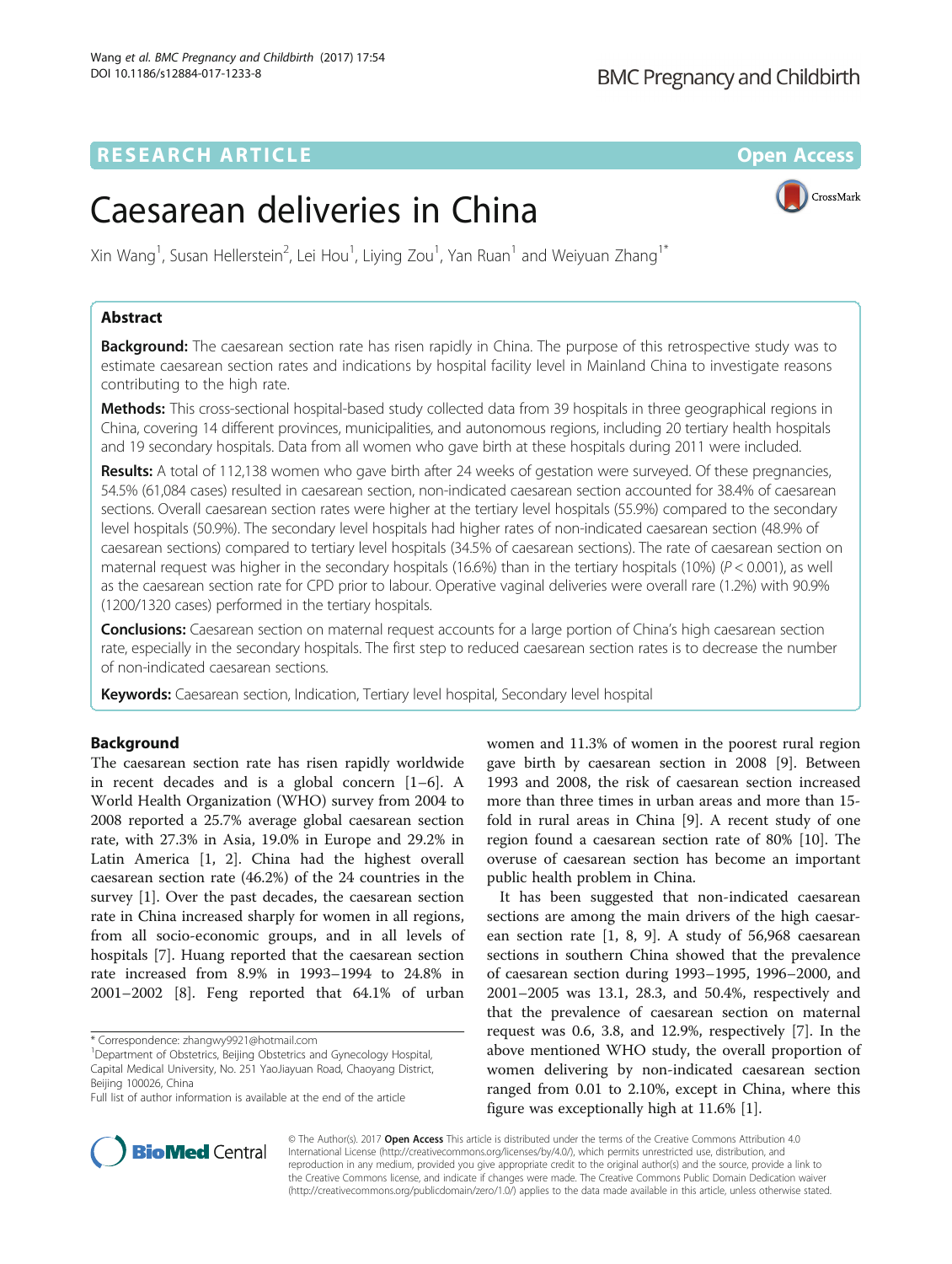# RESEARCH ARTICLE

Open Access

# Caesarean deliveries in China

Xin Wang[1], Susan Hellerstein[2], Lei Hou[1], Liying Zou[1], Yan Ruan[1] and Weiyuan Zhang[1*]

## Abstract

**Background:** The caesarean section rate has risen rapidly in China. The purpose of this retrospective study was to estimate caesarean section rates and indications by hospital facility level in Mainland China to investigate reasons contributing to the high rate.

**Methods:** This cross-sectional hospital-based study collected data from 39 hospitals in three geographical regions in China, covering 14 different provinces, municipalities, and autonomous regions, including 20 tertiary health hospitals and 19 secondary hospitals. Data from all women who gave birth at these hospitals during 2011 were included.

**Results:** A total of 112,138 women who gave birth after 24 weeks of gestation were surveyed. Of these pregnancies, 54.5% (61,084 cases) resulted in caesarean section, non-indicated caesarean section accounted for 38.4% of caesarean sections. Overall caesarean section rates were higher at the tertiary level hospitals (55.9%) compared to the secondary level hospitals (50.9%). The secondary level hospitals had higher rates of non-indicated caesarean section (48.9% of caesarean sections) compared to tertiary level hospitals (34.5% of caesarean sections). The rate of caesarean section on maternal request was higher in the secondary hospitals (16.6%) than in the tertiary hospitals (10%) ($P < 0.001$), as well as the caesarean section rate for CPD prior to labour. Operative vaginal deliveries were overall rare (1.2%) with 90.9% (1200/1320 cases) performed in the tertiary hospitals.

**Conclusions:** Caesarean section on maternal request accounts for a large portion of China's high caesarean section rate, especially in the secondary hospitals. The first step to reduced caesarean section rates is to decrease the number of non-indicated caesarean sections.

**Keywords:** Caesarean section, Indication, Tertiary level hospital, Secondary level hospital

## Background

The caesarean section rate has risen rapidly worldwide in recent decades and is a global concern [1–6]. A World Health Organization (WHO) survey from 2004 to 2008 reported a 25.7% average global caesarean section rate, with 27.3% in Asia, 19.0% in Europe and 29.2% in Latin America [1, 2]. China had the highest overall caesarean section rate (46.2%) of the 24 countries in the survey [1]. Over the past decades, the caesarean section rate in China increased sharply for women in all regions, from all socio-economic groups, and in all levels of hospitals [7]. Huang reported that the caesarean section rate increased from 8.9% in 1993–1994 to 24.8% in 2001–2002 [8]. Feng reported that 64.1% of urban women and 11.3% of women in the poorest rural region gave birth by caesarean section in 2008 [9]. Between 1993 and 2008, the risk of caesarean section increased more than three times in urban areas and more than 15-fold in rural areas in China [9]. A recent study of one region found a caesarean section rate of 80% [10]. The overuse of caesarean section has become an important public health problem in China.

It has been suggested that non-indicated caesarean sections are among the main drivers of the high caesarean section rate [1, 8, 9]. A study of 56,968 caesarean sections in southern China showed that the prevalence of caesarean section during 1993–1995, 1996–2000, and 2001–2005 was 13.1, 28.3, and 50.4%, respectively and that the prevalence of caesarean section on maternal request was 0.6, 3.8, and 12.9%, respectively [7]. In the above mentioned WHO study, the overall proportion of women delivering by non-indicated caesarean section ranged from 0.01 to 2.10%, except in China, where this figure was exceptionally high at 11.6% [1].

\* Correspondence: zhangwy9921@hotmail.com

[1] Department of Obstetrics, Beijing Obstetrics and Gynecology Hospital, Capital Medical University, No. 251 YaoJiayuan Road, Chaoyang District, Beijing 100026, China

Full list of author information is available at the end of the article

© The Author(s). 2017 **Open Access** This article is distributed under the terms of the Creative Commons Attribution 4.0 International License (http://creativecommons.org/licenses/by/4.0/), which permits unrestricted use, distribution, and reproduction in any medium, provided you give appropriate credit to the original author(s) and the source, provide a link to the Creative Commons license, and indicate if changes were made. The Creative Commons Public Domain Dedication waiver (http://creativecommons.org/publicdomain/zero/1.0/) applies to the data made available in this article, unless otherwise stated.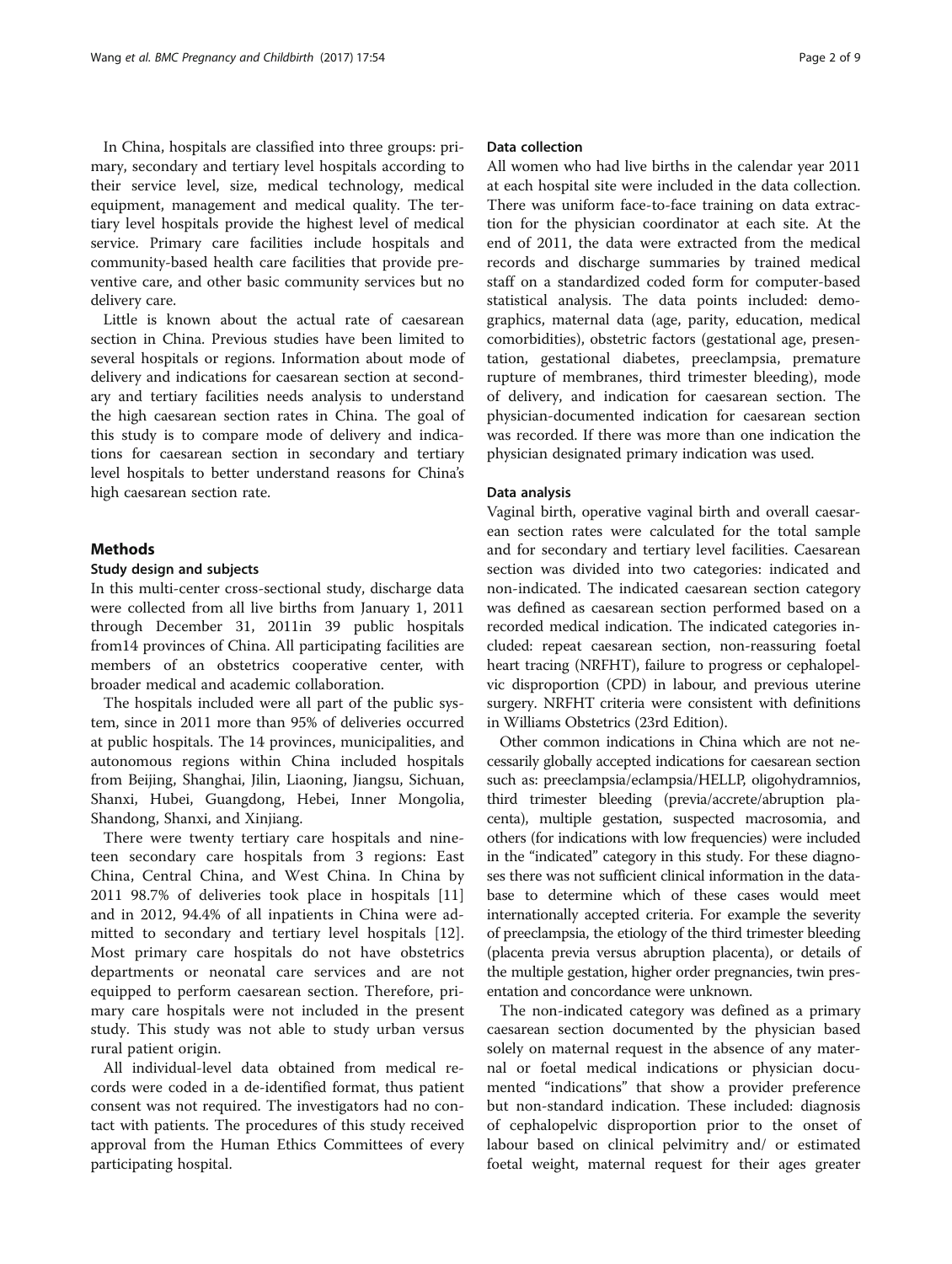In China, hospitals are classified into three groups: primary, secondary and tertiary level hospitals according to their service level, size, medical technology, medical equipment, management and medical quality. The tertiary level hospitals provide the highest level of medical service. Primary care facilities include hospitals and community-based health care facilities that provide preventive care, and other basic community services but no delivery care.

Little is known about the actual rate of caesarean section in China. Previous studies have been limited to several hospitals or regions. Information about mode of delivery and indications for caesarean section at secondary and tertiary facilities needs analysis to understand the high caesarean section rates in China. The goal of this study is to compare mode of delivery and indications for caesarean section in secondary and tertiary level hospitals to better understand reasons for China's high caesarean section rate.

## Methods

### Study design and subjects

In this multi-center cross-sectional study, discharge data were collected from all live births from January 1, 2011 through December 31, 2011in 39 public hospitals from14 provinces of China. All participating facilities are members of an obstetrics cooperative center, with broader medical and academic collaboration.

The hospitals included were all part of the public system, since in 2011 more than 95% of deliveries occurred at public hospitals. The 14 provinces, municipalities, and autonomous regions within China included hospitals from Beijing, Shanghai, Jilin, Liaoning, Jiangsu, Sichuan, Shanxi, Hubei, Guangdong, Hebei, Inner Mongolia, Shandong, Shanxi, and Xinjiang.

There were twenty tertiary care hospitals and nineteen secondary care hospitals from 3 regions: East China, Central China, and West China. In China by 2011 98.7% of deliveries took place in hospitals [11] and in 2012, 94.4% of all inpatients in China were admitted to secondary and tertiary level hospitals [12]. Most primary care hospitals do not have obstetrics departments or neonatal care services and are not equipped to perform caesarean section. Therefore, primary care hospitals were not included in the present study. This study was not able to study urban versus rural patient origin.

All individual-level data obtained from medical records were coded in a de-identified format, thus patient consent was not required. The investigators had no contact with patients. The procedures of this study received approval from the Human Ethics Committees of every participating hospital.

### Data collection

All women who had live births in the calendar year 2011 at each hospital site were included in the data collection. There was uniform face-to-face training on data extraction for the physician coordinator at each site. At the end of 2011, the data were extracted from the medical records and discharge summaries by trained medical staff on a standardized coded form for computer-based statistical analysis. The data points included: demographics, maternal data (age, parity, education, medical comorbidities), obstetric factors (gestational age, presentation, gestational diabetes, preeclampsia, premature rupture of membranes, third trimester bleeding), mode of delivery, and indication for caesarean section. The physician-documented indication for caesarean section was recorded. If there was more than one indication the physician designated primary indication was used.

### Data analysis

Vaginal birth, operative vaginal birth and overall caesarean section rates were calculated for the total sample and for secondary and tertiary level facilities. Caesarean section was divided into two categories: indicated and non-indicated. The indicated caesarean section category was defined as caesarean section performed based on a recorded medical indication. The indicated categories included: repeat caesarean section, non-reassuring foetal heart tracing (NRFHT), failure to progress or cephalopelvic disproportion (CPD) in labour, and previous uterine surgery. NRFHT criteria were consistent with definitions in Williams Obstetrics (23rd Edition).

Other common indications in China which are not necessarily globally accepted indications for caesarean section such as: preeclampsia/eclampsia/HELLP, oligohydramnios, third trimester bleeding (previa/accrete/abruption placenta), multiple gestation, suspected macrosomia, and others (for indications with low frequencies) were included in the "indicated" category in this study. For these diagnoses there was not sufficient clinical information in the database to determine which of these cases would meet internationally accepted criteria. For example the severity of preeclampsia, the etiology of the third trimester bleeding (placenta previa versus abruption placenta), or details of the multiple gestation, higher order pregnancies, twin presentation and concordance were unknown.

The non-indicated category was defined as a primary caesarean section documented by the physician based solely on maternal request in the absence of any maternal or foetal medical indications or physician documented "indications" that show a provider preference but non-standard indication. These included: diagnosis of cephalopelvic disproportion prior to the onset of labour based on clinical pelvimitry and/ or estimated foetal weight, maternal request for their ages greater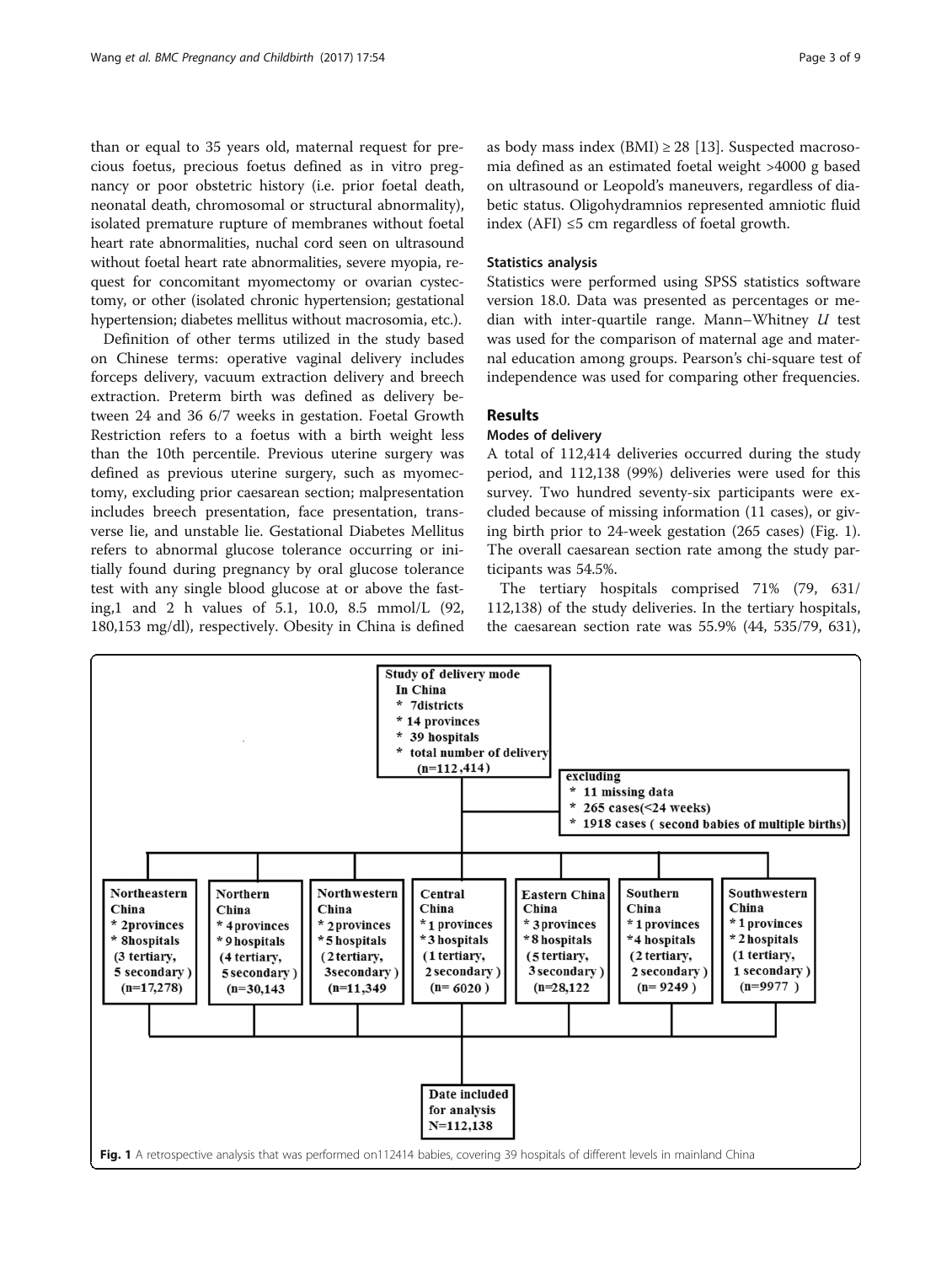than or equal to 35 years old, maternal request for precious foetus, precious foetus defined as in vitro pregnancy or poor obstetric history (i.e. prior foetal death, neonatal death, chromosomal or structural abnormality), isolated premature rupture of membranes without foetal heart rate abnormalities, nuchal cord seen on ultrasound without foetal heart rate abnormalities, severe myopia, request for concomitant myomectomy or ovarian cystectomy, or other (isolated chronic hypertension; gestational hypertension; diabetes mellitus without macrosomia, etc.).

Definition of other terms utilized in the study based on Chinese terms: operative vaginal delivery includes forceps delivery, vacuum extraction delivery and breech extraction. Preterm birth was defined as delivery between 24 and 36 6/7 weeks in gestation. Foetal Growth Restriction refers to a foetus with a birth weight less than the 10th percentile. Previous uterine surgery was defined as previous uterine surgery, such as myomectomy, excluding prior caesarean section; malpresentation includes breech presentation, face presentation, transverse lie, and unstable lie. Gestational Diabetes Mellitus refers to abnormal glucose tolerance occurring or initially found during pregnancy by oral glucose tolerance test with any single blood glucose at or above the fasting,1 and 2 h values of 5.1, 10.0, 8.5 mmol/L (92, 180,153 mg/dl), respectively. Obesity in China is defined as body mass index (BMI) ≥ 28 [13]. Suspected macrosomia defined as an estimated foetal weight >4000 g based on ultrasound or Leopold's maneuvers, regardless of diabetic status. Oligohydramnios represented amniotic fluid index (AFI) ≤5 cm regardless of foetal growth.

#### Statistics analysis

Statistics were performed using SPSS statistics software version 18.0. Data was presented as percentages or median with inter-quartile range. Mann–Whitney *U* test was used for the comparison of maternal age and maternal education among groups. Pearson's chi-square test of independence was used for comparing other frequencies.

## Results

#### Modes of delivery

A total of 112,414 deliveries occurred during the study period, and 112,138 (99%) deliveries were used for this survey. Two hundred seventy-six participants were excluded because of missing information (11 cases), or giving birth prior to 24-week gestation (265 cases) (Fig. 1). The overall caesarean section rate among the study participants was 54.5%.

The tertiary hospitals comprised 71% (79, 631/112,138) of the study deliveries. In the tertiary hospitals, the caesarean section rate was 55.9% (44, 535/79, 631),

Study of delivery mode In China
* 7districts
* 14 provinces
* 39 hospitals
* total number of delivery (n=112,414)

excluding
* 11 missing data
* 265 cases(<24 weeks)
* 1918 cases ( second babies of multiple births)

| Northeastern China | Northern China | Northwestern China | Central China | Eastern China | Southern China | Southwestern China |
| --- | --- | --- | --- | --- | --- | --- |
| * 2provinces | * 4 provinces | * 2 provinces | * 1 provinces | * 3 provinces | * 1 provinces | * 1 provinces |
| * 8hospitals | * 9 hospitals | * 5 hospitals | * 3 hospitals | * 8 hospitals | * 4 hospitals | * 2 hospitals |
| (3 tertiary, 5 secondary) | (4 tertiary, 5 secondary) | (2 tertiary, 3secondary) | (1 tertiary, 2 secondary) | (5 tertiary, 3 secondary) | (2 tertiary, 2 secondary) | (1 tertiary, 1 secondary) |
| (n=17,278) | (n=30,143) | (n=11,349) | (n= 6020) | (n=28,122) | (n= 9249) | (n=9977) |

Date included for analysis N=112,138

**Fig. 1** A retrospective analysis that was performed on112414 babies, covering 39 hospitals of different levels in mainland China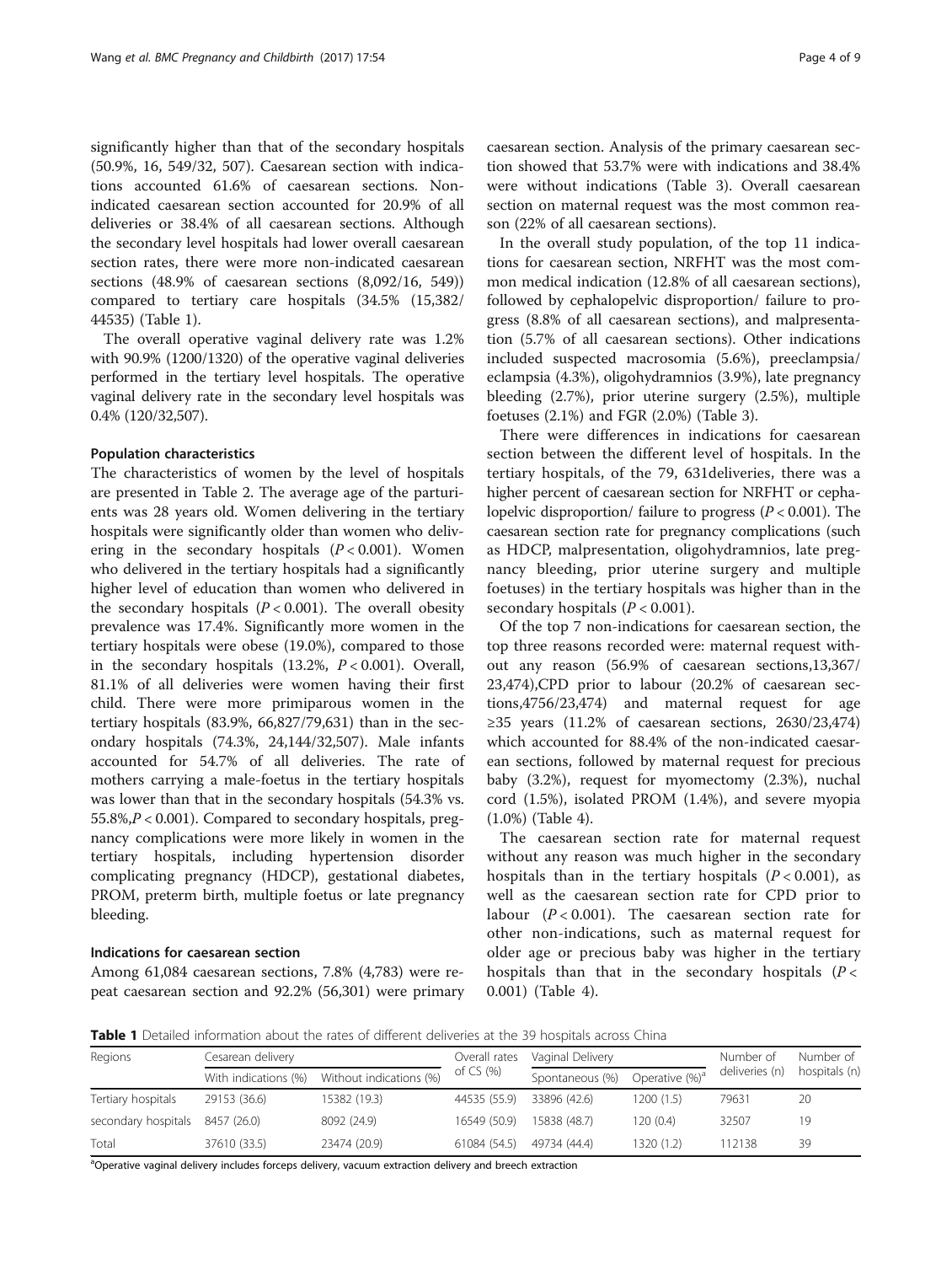significantly higher than that of the secondary hospitals (50.9%, 16, 549/32, 507). Caesarean section with indications accounted 61.6% of caesarean sections. Non-indicated caesarean section accounted for 20.9% of all deliveries or 38.4% of all caesarean sections. Although the secondary level hospitals had lower overall caesarean section rates, there were more non-indicated caesarean sections (48.9% of caesarean sections (8,092/16, 549)) compared to tertiary care hospitals (34.5% (15,382/ 44535) (Table 1).

The overall operative vaginal delivery rate was 1.2% with 90.9% (1200/1320) of the operative vaginal deliveries performed in the tertiary level hospitals. The operative vaginal delivery rate in the secondary level hospitals was 0.4% (120/32,507).

### Population characteristics

The characteristics of women by the level of hospitals are presented in Table 2. The average age of the parturients was 28 years old. Women delivering in the tertiary hospitals were significantly older than women who delivering in the secondary hospitals ($P < 0.001$). Women who delivered in the tertiary hospitals had a significantly higher level of education than women who delivered in the secondary hospitals ($P < 0.001$). The overall obesity prevalence was 17.4%. Significantly more women in the tertiary hospitals were obese (19.0%), compared to those in the secondary hospitals (13.2%, $P < 0.001$). Overall, 81.1% of all deliveries were women having their first child. There were more primiparous women in the tertiary hospitals (83.9%, 66,827/79,631) than in the secondary hospitals (74.3%, 24,144/32,507). Male infants accounted for 54.7% of all deliveries. The rate of mothers carrying a male-foetus in the tertiary hospitals was lower than that in the secondary hospitals (54.3% vs. 55.8%,$P < 0.001$). Compared to secondary hospitals, pregnancy complications were more likely in women in the tertiary hospitals, including hypertension disorder complicating pregnancy (HDCP), gestational diabetes, PROM, preterm birth, multiple foetus or late pregnancy bleeding.

### Indications for caesarean section

Among 61,084 caesarean sections, 7.8% (4,783) were repeat caesarean section and 92.2% (56,301) were primary caesarean section. Analysis of the primary caesarean section showed that 53.7% were with indications and 38.4% were without indications (Table 3). Overall caesarean section on maternal request was the most common reason (22% of all caesarean sections).

In the overall study population, of the top 11 indications for caesarean section, NRFHT was the most common medical indication (12.8% of all caesarean sections), followed by cephalopelvic disproportion/ failure to progress (8.8% of all caesarean sections), and malpresentation (5.7% of all caesarean sections). Other indications included suspected macrosomia (5.6%), preeclampsia/ eclampsia (4.3%), oligohydramnios (3.9%), late pregnancy bleeding (2.7%), prior uterine surgery (2.5%), multiple foetuses (2.1%) and FGR (2.0%) (Table 3).

There were differences in indications for caesarean section between the different level of hospitals. In the tertiary hospitals, of the 79, 631deliveries, there was a higher percent of caesarean section for NRFHT or cephalopelvic disproportion/ failure to progress ($P < 0.001$). The caesarean section rate for pregnancy complications (such as HDCP, malpresentation, oligohydramnios, late pregnancy bleeding, prior uterine surgery and multiple foetuses) in the tertiary hospitals was higher than in the secondary hospitals ($P < 0.001$).

Of the top 7 non-indications for caesarean section, the top three reasons recorded were: maternal request without any reason (56.9% of caesarean sections,13,367/ 23,474),CPD prior to labour (20.2% of caesarean sections,4756/23,474) and maternal request for age ≥35 years (11.2% of caesarean sections, 2630/23,474) which accounted for 88.4% of the non-indicated caesarean sections, followed by maternal request for precious baby (3.2%), request for myomectomy (2.3%), nuchal cord (1.5%), isolated PROM (1.4%), and severe myopia (1.0%) (Table 4).

The caesarean section rate for maternal request without any reason was much higher in the secondary hospitals than in the tertiary hospitals ($P < 0.001$), as well as the caesarean section rate for CPD prior to labour ($P < 0.001$). The caesarean section rate for other non-indications, such as maternal request for older age or precious baby was higher in the tertiary hospitals than that in the secondary hospitals ($P < 0.001$) (Table 4).

**Table 1** Detailed information about the rates of different deliveries at the 39 hospitals across China

| Regions | Cesarean delivery | | Overall rates of CS (%) | Vaginal Delivery | | Number of deliveries (n) | Number of hospitals (n) |
|---|---|---|---|---|---|---|---|
| | With indications (%) | Without indications (%) | | Spontaneous (%) | Operative (%)[a] | | |
| Tertiary hospitals | 29153 (36.6) | 15382 (19.3) | 44535 (55.9) | 33896 (42.6) | 1200 (1.5) | 79631 | 20 |
| secondary hospitals | 8457 (26.0) | 8092 (24.9) | 16549 (50.9) | 15838 (48.7) | 120 (0.4) | 32507 | 19 |
| Total | 37610 (33.5) | 23474 (20.9) | 61084 (54.5) | 49734 (44.4) | 1320 (1.2) | 112138 | 39 |

[a]Operative vaginal delivery includes forceps delivery, vacuum extraction delivery and breech extraction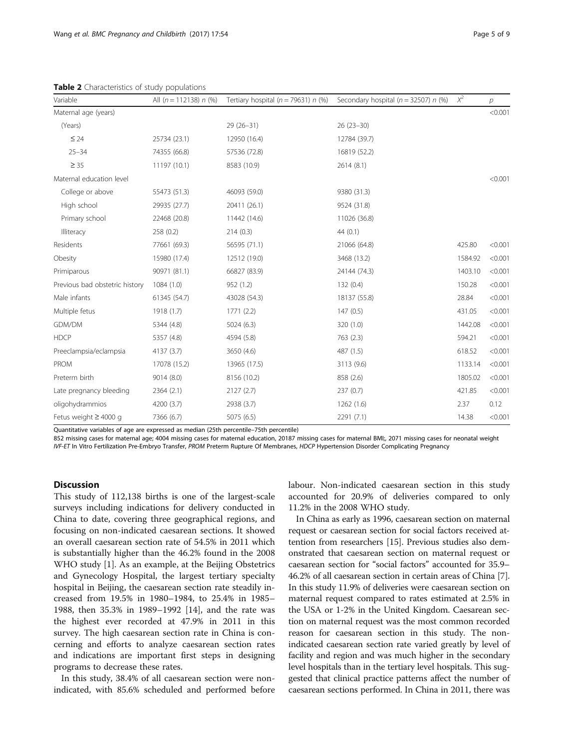**Table 2** Characteristics of study populations

| Variable | All (*n* = 112138) *n* (%) | Tertiary hospital (*n* = 79631) *n* (%) | Secondary hospital (*n* = 32507) *n* (%) | $X^2$ | *p* |
|---|---|---|---|---|---|
| Maternal age (years) | | | | | <0.001 |
| (Years) | | 29 (26–31) | 26 (23–30) | | |
| ≤ 24 | 25734 (23.1) | 12950 (16.4) | 12784 (39.7) | | |
| 25–34 | 74355 (66.8) | 57536 (72.8) | 16819 (52.2) | | |
| ≥ 35 | 11197 (10.1) | 8583 (10.9) | 2614 (8.1) | | |
| Maternal education level | | | | | <0.001 |
| College or above | 55473 (51.3) | 46093 (59.0) | 9380 (31.3) | | |
| High school | 29935 (27.7) | 20411 (26.1) | 9524 (31.8) | | |
| Primary school | 22468 (20.8) | 11442 (14.6) | 11026 (36.8) | | |
| Illiteracy | 258 (0.2) | 214 (0.3) | 44 (0.1) | | |
| Residents | 77661 (69.3) | 56595 (71.1) | 21066 (64.8) | 425.80 | <0.001 |
| Obesity | 15980 (17.4) | 12512 (19.0) | 3468 (13.2) | 1584.92 | <0.001 |
| Primiparous | 90971 (81.1) | 66827 (83.9) | 24144 (74.3) | 1403.10 | <0.001 |
| Previous bad obstetric history | 1084 (1.0) | 952 (1.2) | 132 (0.4) | 150.28 | <0.001 |
| Male infants | 61345 (54.7) | 43028 (54.3) | 18137 (55.8) | 28.84 | <0.001 |
| Multiple fetus | 1918 (1.7) | 1771 (2.2) | 147 (0.5) | 431.05 | <0.001 |
| GDM/DM | 5344 (4.8) | 5024 (6.3) | 320 (1.0) | 1442.08 | <0.001 |
| HDCP | 5357 (4.8) | 4594 (5.8) | 763 (2.3) | 594.21 | <0.001 |
| Preeclampsia/eclampsia | 4137 (3.7) | 3650 (4.6) | 487 (1.5) | 618.52 | <0.001 |
| PROM | 17078 (15.2) | 13965 (17.5) | 3113 (9.6) | 1133.14 | <0.001 |
| Preterm birth | 9014 (8.0) | 8156 (10.2) | 858 (2.6) | 1805.02 | <0.001 |
| Late pregnancy bleeding | 2364 (2.1) | 2127 (2.7) | 237 (0.7) | 421.85 | <0.001 |
| oligohydrammios | 4200 (3.7) | 2938 (3.7) | 1262 (1.6) | 2.37 | 0.12 |
| Fetus weight ≥ 4000 g | 7366 (6.7) | 5075 (6.5) | 2291 (7.1) | 14.38 | <0.001 |

Quantitative variables of age are expressed as median (25th percentile–75th percentile)
852 missing cases for maternal age; 4004 missing cases for maternal education, 20187 missing cases for maternal BMI;, 2071 missing cases for neonatal weight
*IVF-ET* In Vitro Fertilization Pre-Embryo Transfer, *PROM* Preterm Rupture Of Membranes, *HDCP* Hypertension Disorder Complicating Pregnancy

## Discussion

This study of 112,138 births is one of the largest-scale surveys including indications for delivery conducted in China to date, covering three geographical regions, and focusing on non-indicated caesarean sections. It showed an overall caesarean section rate of 54.5% in 2011 which is substantially higher than the 46.2% found in the 2008 WHO study [1]. As an example, at the Beijing Obstetrics and Gynecology Hospital, the largest tertiary specialty hospital in Beijing, the caesarean section rate steadily increased from 19.5% in 1980–1984, to 25.4% in 1985–1988, then 35.3% in 1989–1992 [14], and the rate was the highest ever recorded at 47.9% in 2011 in this survey. The high caesarean section rate in China is concerning and efforts to analyze caesarean section rates and indications are important first steps in designing programs to decrease these rates.

In this study, 38.4% of all caesarean section were non-indicated, with 85.6% scheduled and performed before labour. Non-indicated caesarean section in this study accounted for 20.9% of deliveries compared to only 11.2% in the 2008 WHO study.

In China as early as 1996, caesarean section on maternal request or caesarean section for social factors received attention from researchers [15]. Previous studies also demonstrated that caesarean section on maternal request or caesarean section for "social factors" accounted for 35.9–46.2% of all caesarean section in certain areas of China [7]. In this study 11.9% of deliveries were caesarean section on maternal request compared to rates estimated at 2.5% in the USA or 1-2% in the United Kingdom. Caesarean section on maternal request was the most common recorded reason for caesarean section in this study. The non-indicated caesarean section rate varied greatly by level of facility and region and was much higher in the secondary level hospitals than in the tertiary level hospitals. This suggested that clinical practice patterns affect the number of caesarean sections performed. In China in 2011, there was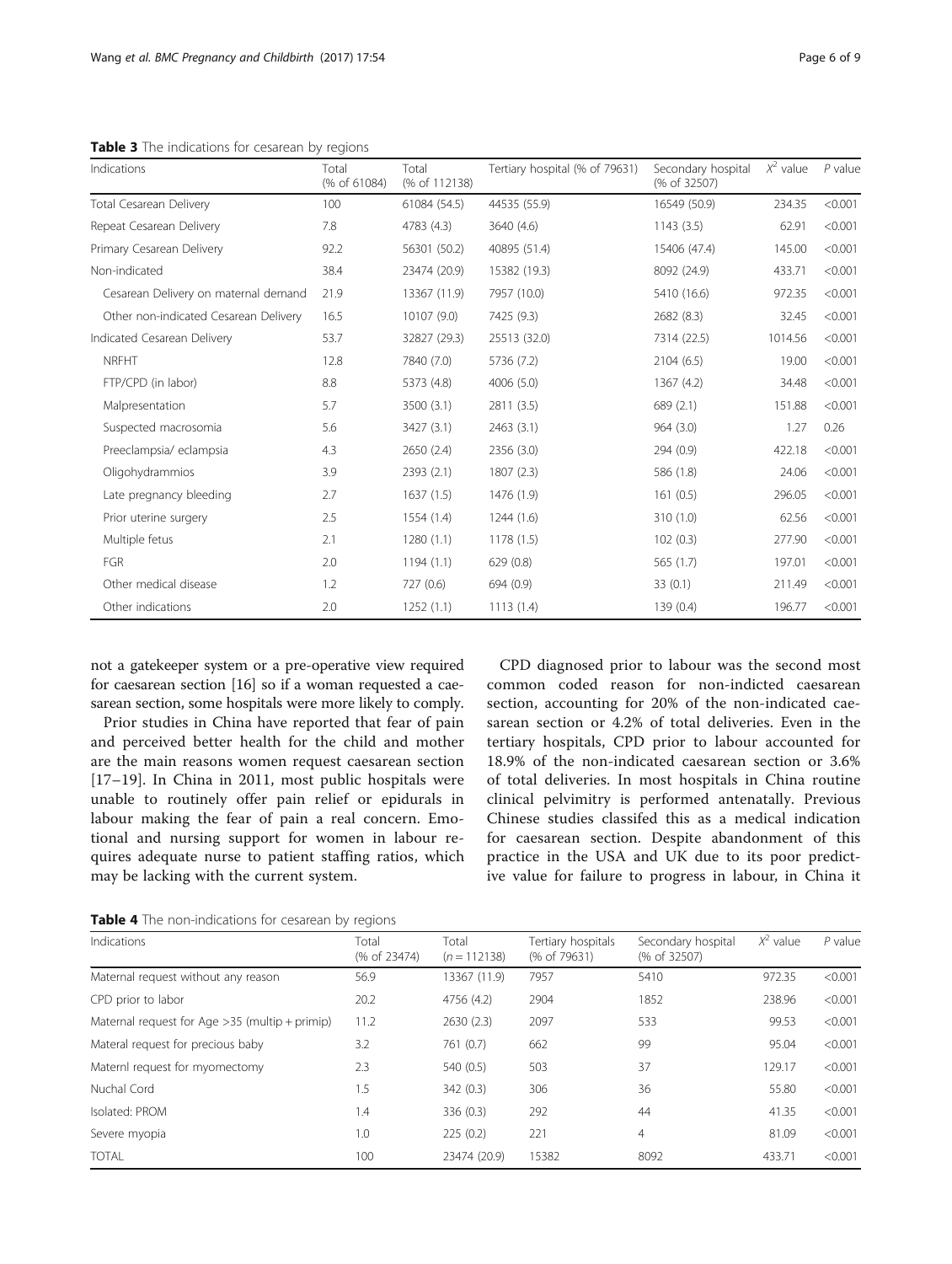**Table 3** The indications for cesarean by regions

| Indications | Total (% of 61084) | Total (% of 112138) | Tertiary hospital (% of 79631) | Secondary hospital (% of 32507) | $X^2$ value | $P$ value |
|---|---|---|---|---|---|---|
| Total Cesarean Delivery | 100 | 61084 (54.5) | 44535 (55.9) | 16549 (50.9) | 234.35 | <0.001 |
| Repeat Cesarean Delivery | 7.8 | 4783 (4.3) | 3640 (4.6) | 1143 (3.5) | 62.91 | <0.001 |
| Primary Cesarean Delivery | 92.2 | 56301 (50.2) | 40895 (51.4) | 15406 (47.4) | 145.00 | <0.001 |
| Non-indicated | 38.4 | 23474 (20.9) | 15382 (19.3) | 8092 (24.9) | 433.71 | <0.001 |
| Cesarean Delivery on maternal demand | 21.9 | 13367 (11.9) | 7957 (10.0) | 5410 (16.6) | 972.35 | <0.001 |
| Other non-indicated Cesarean Delivery | 16.5 | 10107 (9.0) | 7425 (9.3) | 2682 (8.3) | 32.45 | <0.001 |
| Indicated Cesarean Delivery | 53.7 | 32827 (29.3) | 25513 (32.0) | 7314 (22.5) | 1014.56 | <0.001 |
| NRFHT | 12.8 | 7840 (7.0) | 5736 (7.2) | 2104 (6.5) | 19.00 | <0.001 |
| FTP/CPD (in labor) | 8.8 | 5373 (4.8) | 4006 (5.0) | 1367 (4.2) | 34.48 | <0.001 |
| Malpresentation | 5.7 | 3500 (3.1) | 2811 (3.5) | 689 (2.1) | 151.88 | <0.001 |
| Suspected macrosomia | 5.6 | 3427 (3.1) | 2463 (3.1) | 964 (3.0) | 1.27 | 0.26 |
| Preeclampsia/ eclampsia | 4.3 | 2650 (2.4) | 2356 (3.0) | 294 (0.9) | 422.18 | <0.001 |
| Oligohydrammios | 3.9 | 2393 (2.1) | 1807 (2.3) | 586 (1.8) | 24.06 | <0.001 |
| Late pregnancy bleeding | 2.7 | 1637 (1.5) | 1476 (1.9) | 161 (0.5) | 296.05 | <0.001 |
| Prior uterine surgery | 2.5 | 1554 (1.4) | 1244 (1.6) | 310 (1.0) | 62.56 | <0.001 |
| Multiple fetus | 2.1 | 1280 (1.1) | 1178 (1.5) | 102 (0.3) | 277.90 | <0.001 |
| FGR | 2.0 | 1194 (1.1) | 629 (0.8) | 565 (1.7) | 197.01 | <0.001 |
| Other medical disease | 1.2 | 727 (0.6) | 694 (0.9) | 33 (0.1) | 211.49 | <0.001 |
| Other indications | 2.0 | 1252 (1.1) | 1113 (1.4) | 139 (0.4) | 196.77 | <0.001 |

not a gatekeeper system or a pre-operative view required for caesarean section [16] so if a woman requested a caesarean section, some hospitals were more likely to comply.

Prior studies in China have reported that fear of pain and perceived better health for the child and mother are the main reasons women request caesarean section [17–19]. In China in 2011, most public hospitals were unable to routinely offer pain relief or epidurals in labour making the fear of pain a real concern. Emotional and nursing support for women in labour requires adequate nurse to patient staffing ratios, which may be lacking with the current system.

CPD diagnosed prior to labour was the second most common coded reason for non-indicted caesarean section, accounting for 20% of the non-indicated caesarean section or 4.2% of total deliveries. Even in the tertiary hospitals, CPD prior to labour accounted for 18.9% of the non-indicated caesarean section or 3.6% of total deliveries. In most hospitals in China routine clinical pelvimitry is performed antenatally. Previous Chinese studies classifed this as a medical indication for caesarean section. Despite abandonment of this practice in the USA and UK due to its poor predictive value for failure to progress in labour, in China it

**Table 4** The non-indications for cesarean by regions

| Indications | Total (% of 23474) | Total ($n$ = 112138) | Tertiary hospitals (% of 79631) | Secondary hospital (% of 32507) | $X^2$ value | $P$ value |
|---|---|---|---|---|---|---|
| Maternal request without any reason | 56.9 | 13367 (11.9) | 7957 | 5410 | 972.35 | <0.001 |
| CPD prior to labor | 20.2 | 4756 (4.2) | 2904 | 1852 | 238.96 | <0.001 |
| Maternal request for Age >35 (multip + primip) | 11.2 | 2630 (2.3) | 2097 | 533 | 99.53 | <0.001 |
| Materal request for precious baby | 3.2 | 761 (0.7) | 662 | 99 | 95.04 | <0.001 |
| Maternl request for myomectomy | 2.3 | 540 (0.5) | 503 | 37 | 129.17 | <0.001 |
| Nuchal Cord | 1.5 | 342 (0.3) | 306 | 36 | 55.80 | <0.001 |
| Isolated: PROM | 1.4 | 336 (0.3) | 292 | 44 | 41.35 | <0.001 |
| Severe myopia | 1.0 | 225 (0.2) | 221 | 4 | 81.09 | <0.001 |
| TOTAL | 100 | 23474 (20.9) | 15382 | 8092 | 433.71 | <0.001 |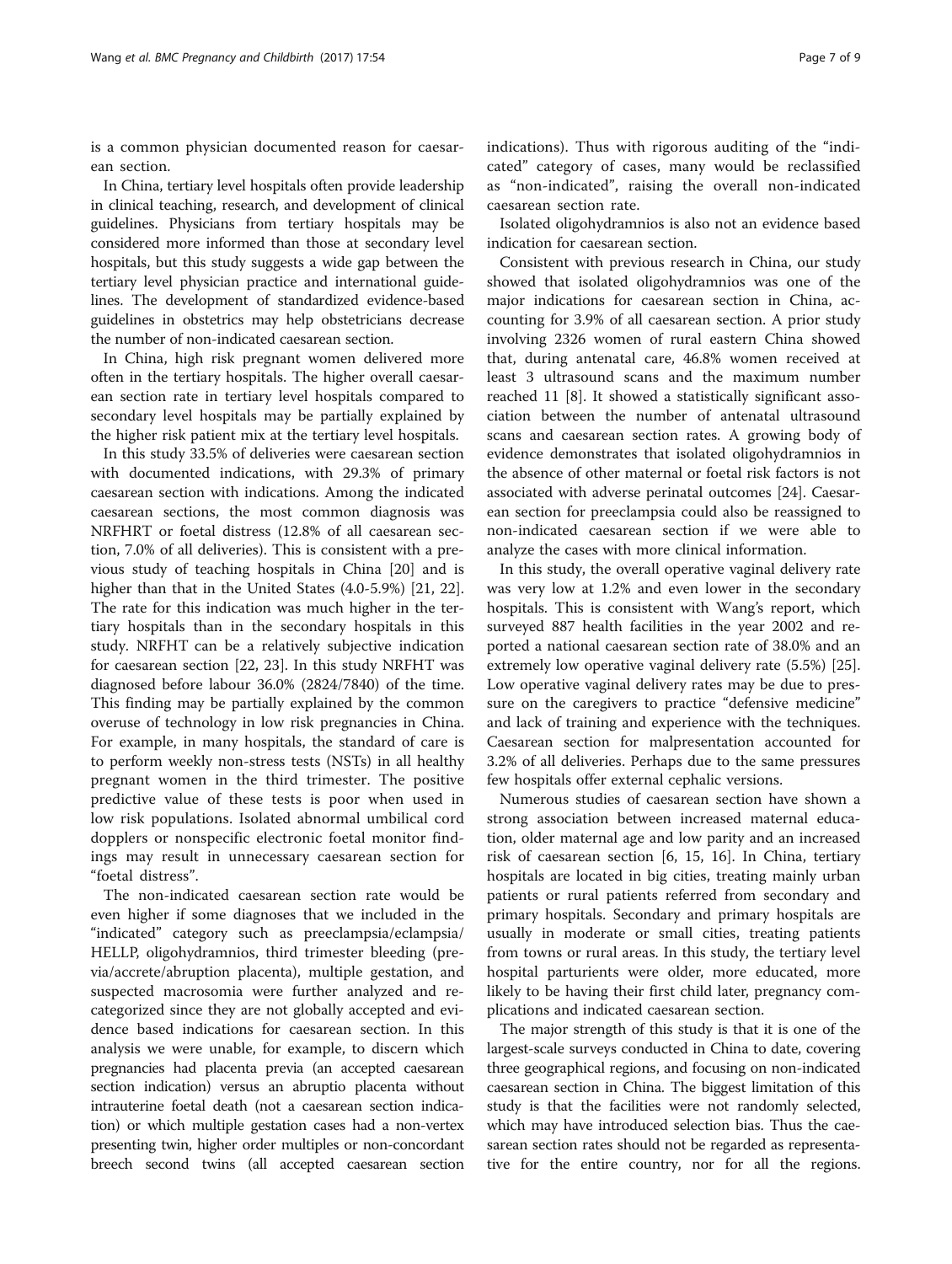is a common physician documented reason for caesarean section.

In China, tertiary level hospitals often provide leadership in clinical teaching, research, and development of clinical guidelines. Physicians from tertiary hospitals may be considered more informed than those at secondary level hospitals, but this study suggests a wide gap between the tertiary level physician practice and international guidelines. The development of standardized evidence-based guidelines in obstetrics may help obstetricians decrease the number of non-indicated caesarean section.

In China, high risk pregnant women delivered more often in the tertiary hospitals. The higher overall caesarean section rate in tertiary level hospitals compared to secondary level hospitals may be partially explained by the higher risk patient mix at the tertiary level hospitals.

In this study 33.5% of deliveries were caesarean section with documented indications, with 29.3% of primary caesarean section with indications. Among the indicated caesarean sections, the most common diagnosis was NRFHRT or foetal distress (12.8% of all caesarean section, 7.0% of all deliveries). This is consistent with a previous study of teaching hospitals in China [20] and is higher than that in the United States (4.0-5.9%) [21, 22]. The rate for this indication was much higher in the tertiary hospitals than in the secondary hospitals in this study. NRFHT can be a relatively subjective indication for caesarean section [22, 23]. In this study NRFHT was diagnosed before labour 36.0% (2824/7840) of the time. This finding may be partially explained by the common overuse of technology in low risk pregnancies in China. For example, in many hospitals, the standard of care is to perform weekly non-stress tests (NSTs) in all healthy pregnant women in the third trimester. The positive predictive value of these tests is poor when used in low risk populations. Isolated abnormal umbilical cord dopplers or nonspecific electronic foetal monitor findings may result in unnecessary caesarean section for "foetal distress".

The non-indicated caesarean section rate would be even higher if some diagnoses that we included in the "indicated" category such as preeclampsia/eclampsia/HELLP, oligohydramnios, third trimester bleeding (previa/accrete/abruption placenta), multiple gestation, and suspected macrosomia were further analyzed and recategorized since they are not globally accepted and evidence based indications for caesarean section. In this analysis we were unable, for example, to discern which pregnancies had placenta previa (an accepted caesarean section indication) versus an abruptio placenta without intrauterine foetal death (not a caesarean section indication) or which multiple gestation cases had a non-vertex presenting twin, higher order multiples or non-concordant breech second twins (all accepted caesarean section indications). Thus with rigorous auditing of the "indicated" category of cases, many would be reclassified as "non-indicated", raising the overall non-indicated caesarean section rate.

Isolated oligohydramnios is also not an evidence based indication for caesarean section.

Consistent with previous research in China, our study showed that isolated oligohydramnios was one of the major indications for caesarean section in China, accounting for 3.9% of all caesarean section. A prior study involving 2326 women of rural eastern China showed that, during antenatal care, 46.8% women received at least 3 ultrasound scans and the maximum number reached 11 [8]. It showed a statistically significant association between the number of antenatal ultrasound scans and caesarean section rates. A growing body of evidence demonstrates that isolated oligohydramnios in the absence of other maternal or foetal risk factors is not associated with adverse perinatal outcomes [24]. Caesarean section for preeclampsia could also be reassigned to non-indicated caesarean section if we were able to analyze the cases with more clinical information.

In this study, the overall operative vaginal delivery rate was very low at 1.2% and even lower in the secondary hospitals. This is consistent with Wang's report, which surveyed 887 health facilities in the year 2002 and reported a national caesarean section rate of 38.0% and an extremely low operative vaginal delivery rate (5.5%) [25]. Low operative vaginal delivery rates may be due to pressure on the caregivers to practice "defensive medicine" and lack of training and experience with the techniques. Caesarean section for malpresentation accounted for 3.2% of all deliveries. Perhaps due to the same pressures few hospitals offer external cephalic versions.

Numerous studies of caesarean section have shown a strong association between increased maternal education, older maternal age and low parity and an increased risk of caesarean section [6, 15, 16]. In China, tertiary hospitals are located in big cities, treating mainly urban patients or rural patients referred from secondary and primary hospitals. Secondary and primary hospitals are usually in moderate or small cities, treating patients from towns or rural areas. In this study, the tertiary level hospital parturients were older, more educated, more likely to be having their first child later, pregnancy complications and indicated caesarean section.

The major strength of this study is that it is one of the largest-scale surveys conducted in China to date, covering three geographical regions, and focusing on non-indicated caesarean section in China. The biggest limitation of this study is that the facilities were not randomly selected, which may have introduced selection bias. Thus the caesarean section rates should not be regarded as representative for the entire country, nor for all the regions.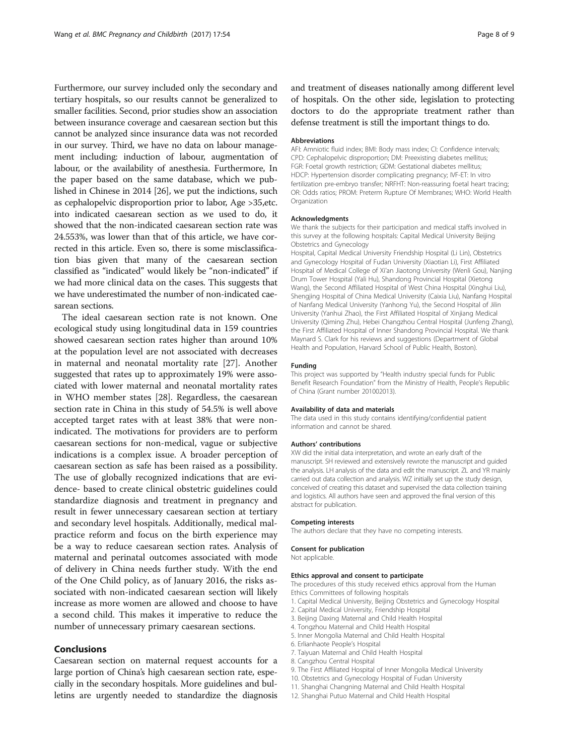Furthermore, our survey included only the secondary and tertiary hospitals, so our results cannot be generalized to smaller facilities. Second, prior studies show an association between insurance coverage and caesarean section but this cannot be analyzed since insurance data was not recorded in our survey. Third, we have no data on labour management including: induction of labour, augmentation of labour, or the availability of anesthesia. Furthermore, In the paper based on the same database, which we published in Chinese in 2014 [26], we put the indictions, such as cephalopelvic disproportion prior to labor, Age >35,etc. into indicated caesarean section as we used to do, it showed that the non-indicated caesarean section rate was 24.553%, was lower than that of this article, we have corrected in this article. Even so, there is some misclassification bias given that many of the caesarean section classified as "indicated" would likely be "non-indicated" if we had more clinical data on the cases. This suggests that we have underestimated the number of non-indicated caesarean sections.

The ideal caesarean section rate is not known. One ecological study using longitudinal data in 159 countries showed caesarean section rates higher than around 10% at the population level are not associated with decreases in maternal and neonatal mortality rate [27]. Another suggested that rates up to approximately 19% were associated with lower maternal and neonatal mortality rates in WHO member states [28]. Regardless, the caesarean section rate in China in this study of 54.5% is well above accepted target rates with at least 38% that were non-indicated. The motivations for providers are to perform caesarean sections for non-medical, vague or subjective indications is a complex issue. A broader perception of caesarean section as safe has been raised as a possibility. The use of globally recognized indications that are evidence- based to create clinical obstetric guidelines could standardize diagnosis and treatment in pregnancy and result in fewer unnecessary caesarean section at tertiary and secondary level hospitals. Additionally, medical malpractice reform and focus on the birth experience may be a way to reduce caesarean section rates. Analysis of maternal and perinatal outcomes associated with mode of delivery in China needs further study. With the end of the One Child policy, as of January 2016, the risks associated with non-indicated caesarean section will likely increase as more women are allowed and choose to have a second child. This makes it imperative to reduce the number of unnecessary primary caesarean sections.

## Conclusions

Caesarean section on maternal request accounts for a large portion of China's high caesarean section rate, especially in the secondary hospitals. More guidelines and bulletins are urgently needed to standardize the diagnosis and treatment of diseases nationally among different level of hospitals. On the other side, legislation to protecting doctors to do the appropriate treatment rather than defense treatment is still the important things to do.

#### Abbreviations

AFI: Amniotic fluid index; BMI: Body mass index; CI: Confidence intervals; CPD: Cephalopelvic disproportion; DM: Preexisting diabetes mellitus; FGR: Foetal growth restriction; GDM: Gestational diabetes mellitus; HDCP: Hypertension disorder complicating pregnancy; IVF-ET: In vitro fertilization pre-embryo transfer; NRFHT: Non-reassuring foetal heart tracing; OR: Odds ratios; PROM: Preterm Rupture Of Membranes; WHO: World Health Organization

#### Acknowledgments

We thank the subjects for their participation and medical staffs involved in this survey at the following hospitals: Capital Medical University Beijing Obstetrics and Gynecology Hospital, Capital Medical University Friendship Hospital (Li Lin), Obstetrics and Gynecology Hospital of Fudan University (Xiaotian Li), First Affiliated Hospital of Medical College of Xi'an Jiaotong University (Wenli Gou), Nanjing Drum Tower Hospital (Yali Hu), Shandong Provincial Hospital (Xietong Wang), the Second Affiliated Hospital of West China Hospital (Xinghui Liu), Shengjing Hospital of China Medical University (Caixia Liu), Nanfang Hospital of Nanfang Medical University (Yanhong Yu), the Second Hospital of Jilin University (Yanhui Zhao), the First Affiliated Hospital of Xinjiang Medical University (Qiming Zhu), Hebei Changzhou Central Hospital (Junfeng Zhang), the First Affiliated Hospital of Inner Shandong Provincial Hospital. We thank Maynard S. Clark for his reviews and suggestions (Department of Global Health and Population, Harvard School of Public Health, Boston).

#### Funding

This project was supported by "Health industry special funds for Public Benefit Research Foundation" from the Ministry of Health, People's Republic of China (Grant number 201002013).

#### Availability of data and materials

The data used in this study contains identifying/confidential patient information and cannot be shared.

#### Authors' contributions

XW did the initial data interpretation, and wrote an early draft of the manuscript. SH reviewed and extensively rewrote the manuscript and guided the analysis. LH analysis of the data and edit the manuscript. ZL and YR mainly carried out data collection and analysis. WZ initially set up the study design, conceived of creating this dataset and supervised the data collection training and logistics. All authors have seen and approved the final version of this abstract for publication.

#### Competing interests

The authors declare that they have no competing interests.

#### Consent for publication

Not applicable.

#### Ethics approval and consent to participate

The procedures of this study received ethics approval from the Human Ethics Committees of following hospitals

1. Capital Medical University, Beijing Obstetrics and Gynecology Hospital
2. Capital Medical University, Friendship Hospital
3. Beijing Daxing Maternal and Child Health Hospital
4. Tongzhou Maternal and Child Health Hospital
5. Inner Mongolia Maternal and Child Health Hospital
6. Erlianhaote People's Hospital
7. Taiyuan Maternal and Child Health Hospital
8. Cangzhou Central Hospital
9. The First Affiliated Hospital of Inner Mongolia Medical University
10. Obstetrics and Gynecology Hospital of Fudan University
11. Shanghai Changning Maternal and Child Health Hospital
12. Shanghai Putuo Maternal and Child Health Hospital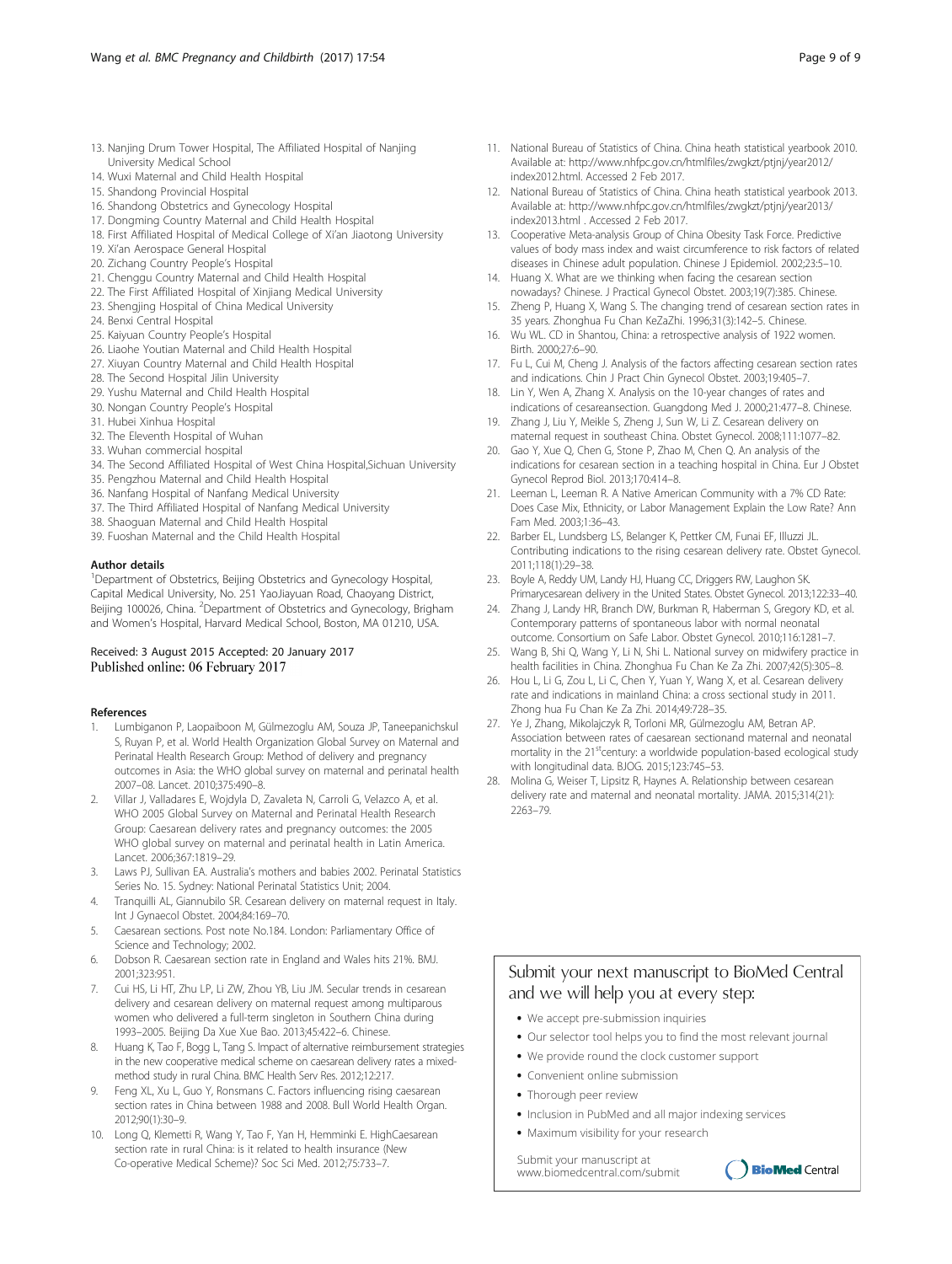13. Nanjing Drum Tower Hospital, The Affiliated Hospital of Nanjing University Medical School
14. Wuxi Maternal and Child Health Hospital
15. Shandong Provincial Hospital
16. Shandong Obstetrics and Gynecology Hospital
17. Dongming Country Maternal and Child Health Hospital
18. First Affiliated Hospital of Medical College of Xi'an Jiaotong University
19. Xi'an Aerospace General Hospital
20. Zichang Country People's Hospital
21. Chenggu Country Maternal and Child Health Hospital
22. The First Affiliated Hospital of Xinjiang Medical University
23. Shengjing Hospital of China Medical University
24. Benxi Central Hospital
25. Kaiyuan Country People's Hospital
26. Liaohe Youtian Maternal and Child Health Hospital
27. Xiuyan Country Maternal and Child Health Hospital
28. The Second Hospital Jilin University
29. Yushu Maternal and Child Health Hospital
30. Nongan Country People's Hospital
31. Hubei Xinhua Hospital
32. The Eleventh Hospital of Wuhan
33. Wuhan commercial hospital
34. The Second Affiliated Hospital of West China Hospital,Sichuan University
35. Pengzhou Maternal and Child Health Hospital
36. Nanfang Hospital of Nanfang Medical University
37. The Third Affiliated Hospital of Nanfang Medical University
38. Shaoguan Maternal and Child Health Hospital
39. Fuoshan Maternal and the Child Health Hospital

#### Author details

[1]Department of Obstetrics, Beijing Obstetrics and Gynecology Hospital, Capital Medical University, No. 251 YaoJiayuan Road, Chaoyang District, Beijing 100026, China. [2]Department of Obstetrics and Gynecology, Brigham and Women's Hospital, Harvard Medical School, Boston, MA 01210, USA.

Received: 3 August 2015 Accepted: 20 January 2017
Published online: 06 February 2017

#### References

1. Lumbiganon P, Laopaiboon M, Gülmezoglu AM, Souza JP, Taneepanichskul S, Ruyan P, et al. World Health Organization Global Survey on Maternal and Perinatal Health Research Group: Method of delivery and pregnancy outcomes in Asia: the WHO global survey on maternal and perinatal health 2007–08. Lancet. 2010;375:490–8.
2. Villar J, Valladares E, Wojdyla D, Zavaleta N, Carroli G, Velazco A, et al. WHO 2005 Global Survey on Maternal and Perinatal Health Research Group: Caesarean delivery rates and pregnancy outcomes: the 2005 WHO global survey on maternal and perinatal health in Latin America. Lancet. 2006;367:1819–29.
3. Laws PJ, Sullivan EA. Australia's mothers and babies 2002. Perinatal Statistics Series No. 15. Sydney: National Perinatal Statistics Unit; 2004.
4. Tranquilli AL, Giannubilo SR. Cesarean delivery on maternal request in Italy. Int J Gynaecol Obstet. 2004;84:169–70.
5. Caesarean sections. Post note No.184. London: Parliamentary Office of Science and Technology; 2002.
6. Dobson R. Caesarean section rate in England and Wales hits 21%. BMJ. 2001;323:951.
7. Cui HS, Li HT, Zhu LP, Li ZW, Zhou YB, Liu JM. Secular trends in cesarean delivery and cesarean delivery on maternal request among multiparous women who delivered a full-term singleton in Southern China during 1993–2005. Beijing Da Xue Xue Bao. 2013;45:422–6. Chinese.
8. Huang K, Tao F, Bogg L, Tang S. Impact of alternative reimbursement strategies in the new cooperative medical scheme on caesarean delivery rates a mixed-method study in rural China. BMC Health Serv Res. 2012;12:217.
9. Feng XL, Xu L, Guo Y, Ronsmans C. Factors influencing rising caesarean section rates in China between 1988 and 2008. Bull World Health Organ. 2012;90(1):30–9.
10. Long Q, Klemetti R, Wang Y, Tao F, Yan H, Hemminki E. HighCaesarean section rate in rural China: is it related to health insurance (New Co-operative Medical Scheme)? Soc Sci Med. 2012;75:733–7.
11. National Bureau of Statistics of China. China heath statistical yearbook 2010. Available at: http://www.nhfpc.gov.cn/htmlfiles/zwgkzt/ptjnj/year2012/index2012.html. Accessed 2 Feb 2017.
12. National Bureau of Statistics of China. China heath statistical yearbook 2013. Available at: http://www.nhfpc.gov.cn/htmlfiles/zwgkzt/ptjnj/year2013/index2013.html . Accessed 2 Feb 2017.
13. Cooperative Meta-analysis Group of China Obesity Task Force. Predictive values of body mass index and waist circumference to risk factors of related diseases in Chinese adult population. Chinese J Epidemiol. 2002;23:5–10.
14. Huang X. What are we thinking when facing the cesarean section nowadays? Chinese. J Practical Gynecol Obstet. 2003;19(7):385. Chinese.
15. Zheng P, Huang X, Wang S. The changing trend of cesarean section rates in 35 years. Zhonghua Fu Chan KeZaZhi. 1996;31(3):142–5. Chinese.
16. Wu WL. CD in Shantou, China: a retrospective analysis of 1922 women. Birth. 2000;27:6–90.
17. Fu L, Cui M, Cheng J. Analysis of the factors affecting cesarean section rates and indications. Chin J Pract Chin Gynecol Obstet. 2003;19:405–7.
18. Lin Y, Wen A, Zhang X. Analysis on the 10-year changes of rates and indications of cesareansection. Guangdong Med J. 2000;21:477–8. Chinese.
19. Zhang J, Liu Y, Meikle S, Zheng J, Sun W, Li Z. Cesarean delivery on maternal request in southeast China. Obstet Gynecol. 2008;111:1077–82.
20. Gao Y, Xue Q, Chen G, Stone P, Zhao M, Chen Q. An analysis of the indications for cesarean section in a teaching hospital in China. Eur J Obstet Gynecol Reprod Biol. 2013;170:414–8.
21. Leeman L, Leeman R. A Native American Community with a 7% CD Rate: Does Case Mix, Ethnicity, or Labor Management Explain the Low Rate? Ann Fam Med. 2003;1:36–43.
22. Barber EL, Lundsberg LS, Belanger K, Pettker CM, Funai EF, Illuzzi JL. Contributing indications to the rising cesarean delivery rate. Obstet Gynecol. 2011;118(1):29–38.
23. Boyle A, Reddy UM, Landy HJ, Huang CC, Driggers RW, Laughon SK. Primarycesarean delivery in the United States. Obstet Gynecol. 2013;122:33–40.
24. Zhang J, Landy HR, Branch DW, Burkman R, Haberman S, Gregory KD, et al. Contemporary patterns of spontaneous labor with normal neonatal outcome. Consortium on Safe Labor. Obstet Gynecol. 2010;116:1281–7.
25. Wang B, Shi Q, Wang Y, Li N, Shi L. National survey on midwifery practice in health facilities in China. Zhonghua Fu Chan Ke Za Zhi. 2007;42(5):305–8.
26. Hou L, Li G, Zou L, Li C, Chen Y, Yuan Y, Wang X, et al. Cesarean delivery rate and indications in mainland China: a cross sectional study in 2011. Zhong hua Fu Chan Ke Za Zhi. 2014;49:728–35.
27. Ye J, Zhang, Mikolajczyk R, Torloni MR, Gülmezoglu AM, Betran AP. Association between rates of caesarean sectionand maternal and neonatal mortality in the 21st century: a worldwide population-based ecological study with longitudinal data. BJOG. 2015;123:745–53.
28. Molina G, Weiser T, Lipsitz R, Haynes A. Relationship between cesarean delivery rate and maternal and neonatal mortality. JAMA. 2015;314(21):2263–79.

Submit your next manuscript to BioMed Central and we will help you at every step:

- We accept pre-submission inquiries
- Our selector tool helps you to find the most relevant journal
- We provide round the clock customer support
- Convenient online submission
- Thorough peer review
- Inclusion in PubMed and all major indexing services
- Maximum visibility for your research

Submit your manuscript at www.biomedcentral.com/submit

BioMed Central